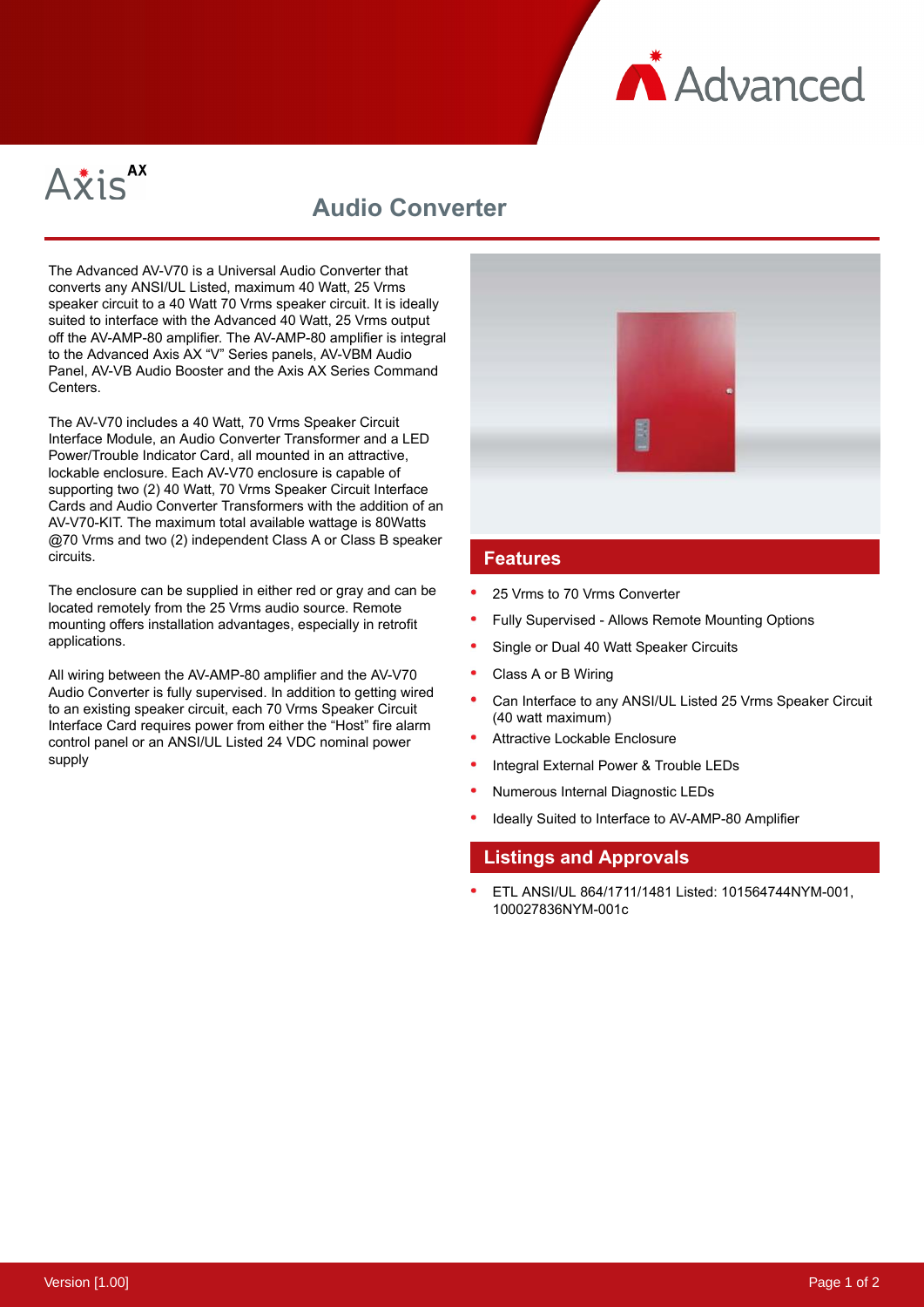Axis AX

# Audio Converter

The Advanced AV-V70 is a Universal Audio Converter that converts any ANSI/UL Listed, maximum 40 Watt, 25 Vrms speaker circuit to a 40 Watt 70 Vrms speaker circuit. It is ideally suited to interface with the Advanced 40 Watt, 25 Vrms output off the AV-AMP-80 amplifier. The AV-AMP-80 amplifier is integral to the Advanced Axis AX "V" Series panels, AV-VBM Audio Panel, AV-VB Audio Booster and the Axis AX Series Command Centers.

The AV-V70 includes a 40 Watt, 70 Vrms Speaker Circuit Interface Module, an Audio Converter Transformer and a LED Power/Trouble Indicator Card, all mounted in an attractive, lockable enclosure. Each AV-V70 enclosure is capable of supporting two (2) 40 Watt, 70 Vrms Speaker Circuit Interface Cards and Audio Converter Transformers with the addition of an AV-V70-KIT. The maximum total available wattage is 80Watts @70 Vrms and two (2) independent Class A or Class B speaker circuits.

The enclosure can be supplied in either red or gray and can be located remotely from the 25 Vrms audio source. Remote mounting offers installation advantages, especially in retrofit applications.

All wiring between the AV-AMP-80 amplifier and the AV-V70 Audio Converter is fully supervised. In addition to getting wired to an existing speaker circuit, each 70 Vrms Speaker Circuit Interface Card requires power from either the "Host" fire alarm control panel or an ANSI/UL Listed 24 VDC nominal power supply

## Features

- 25 Vrms to 70 Vrms Converter
- Fully Supervised - Allows Remote Mounting Options
- Single or Dual 40 Watt Speaker Circuits
- Class A or B Wiring
- Can Interface to any ANSI/UL Listed 25 Vrms Speaker Circuit (40 watt maximum)
- Attractive Lockable Enclosure
- Integral External Power & Trouble LEDs
- Numerous Internal Diagnostic LEDs
- Ideally Suited to Interface to AV-AMP-80 Amplifier

## Listings and Approvals

- ETL ANSI/UL 864/1711/1481 Listed: 101564744NYM-001, 100027836NYM-001c

Version [1.00]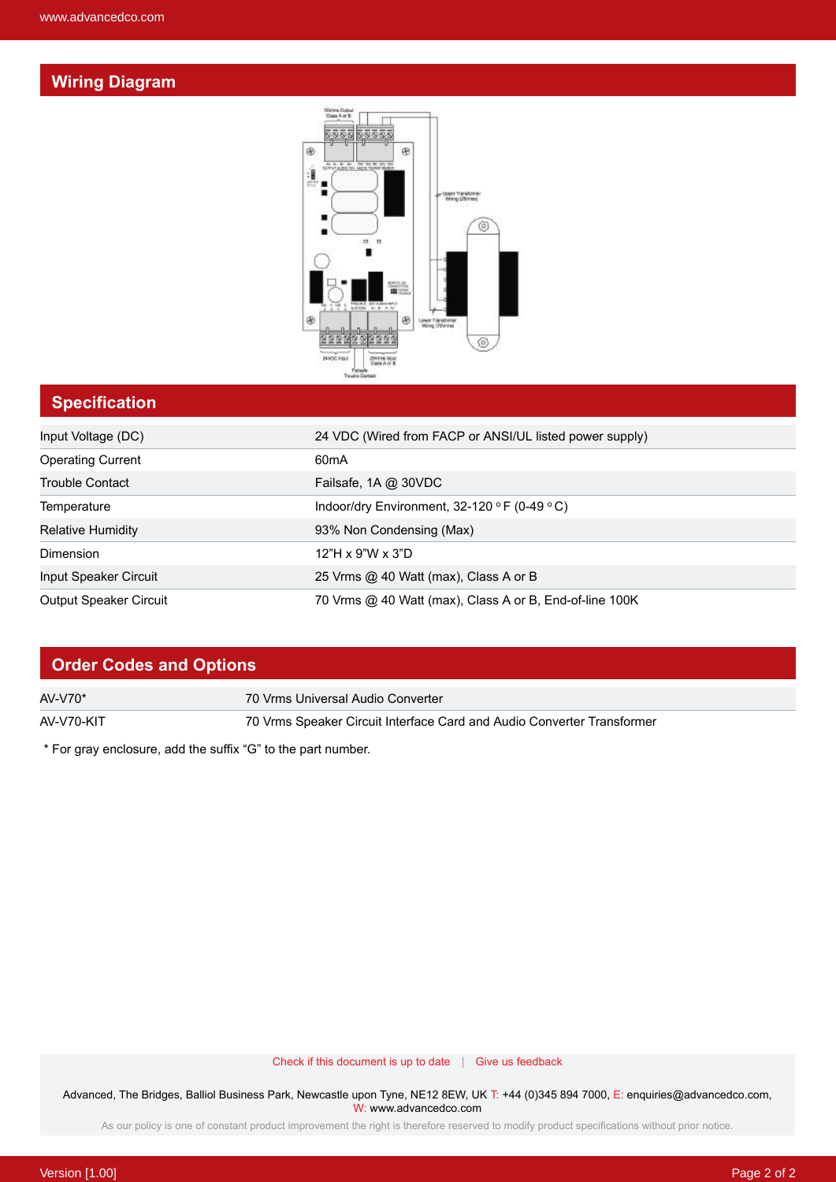## Wiring Diagram

70Vrms Output
Class A or B

Upper Transformer Wiring (25Vrms)

Lower Transformer Wiring (70Vrms)

24VDC Input

Failsafe Trouble Contact

25VRMS Input Class A or B

## Specification

| | |
|---|---|
| Input Voltage (DC) | 24 VDC (Wired from FACP or ANSI/UL listed power supply) |
| Operating Current | 60mA |
| Trouble Contact | Failsafe, 1A @ 30VDC |
| Temperature | Indoor/dry Environment, 32-120 °F (0-49 °C) |
| Relative Humidity | 93% Non Condensing (Max) |
| Dimension | 12"H x 9"W x 3"D |
| Input Speaker Circuit | 25 Vrms @ 40 Watt (max), Class A or B |
| Output Speaker Circuit | 70 Vrms @ 40 Watt (max), Class A or B, End-of-line 100K |

## Order Codes and Options

| | |
|---|---|
| AV-V70* | 70 Vrms Universal Audio Converter |
| AV-V70-KIT | 70 Vrms Speaker Circuit Interface Card and Audio Converter Transformer |

* For gray enclosure, add the suffix "G" to the part number.

Check if this document is up to date | Give us feedback

Advanced, The Bridges, Balliol Business Park, Newcastle upon Tyne, NE12 8EW, UK T: +44 (0)345 894 7000, E: enquiries@advancedco.com, W: www.advancedco.com

As our policy is one of constant product improvement the right is therefore reserved to modify product specifications without prior notice.

Version [1.00]